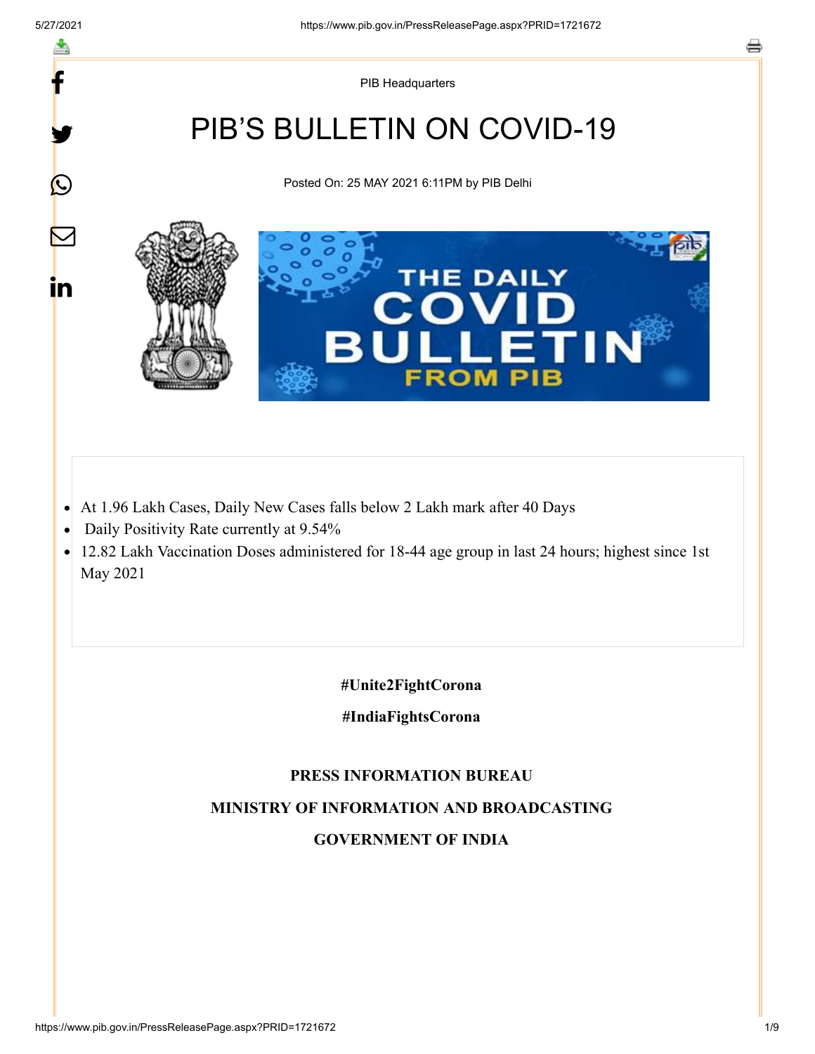PIB Headquarters

# PIB'S BULLETIN ON COVID-19

Posted On: 25 MAY 2021 6:11PM by PIB Delhi

- At 1.96 Lakh Cases, Daily New Cases falls below 2 Lakh mark after 40 Days
- Daily Positivity Rate currently at 9.54%
- 12.82 Lakh Vaccination Doses administered for 18-44 age group in last 24 hours; highest since 1st May 2021

**#Unite2FightCorona**

**#IndiaFightsCorona**

**PRESS INFORMATION BUREAU**

**MINISTRY OF INFORMATION AND BROADCASTING**

**GOVERNMENT OF INDIA**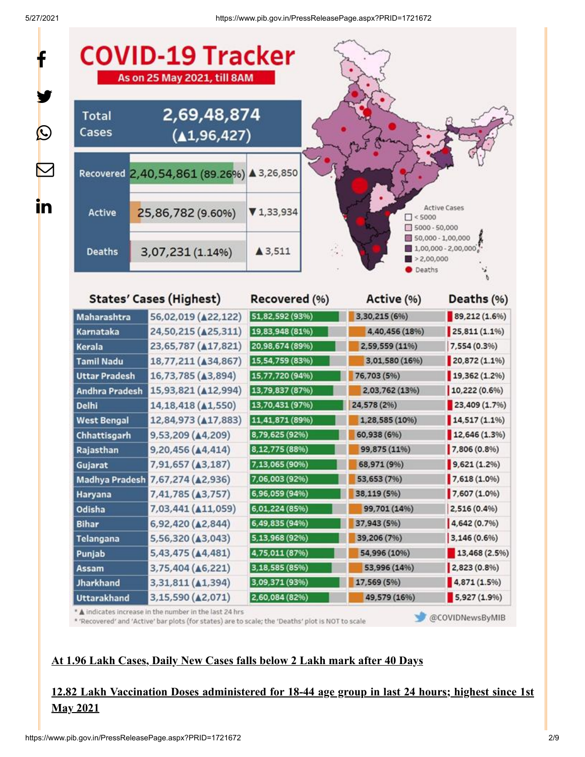# COVID-19 Tracker

**As on 25 May 2021, till 8AM**

| | | |
|---|---|---|
| Total Cases | 2,69,48,874 (▲1,96,427) | |
| Recovered | 2,40,54,861 (89.26%) | ▲3,26,850 |
| Active | 25,86,782 (9.60%) | ▼1,33,934 |
| Deaths | 3,07,231 (1.14%) | ▲3,511 |

Active Cases: < 5000; 5000 - 50,000; 50,000 - 1,00,000; 1,00,000 - 2,00,000; > 2,00,000; Deaths

| States' Cases (Highest) | | Recovered (%) | Active (%) | Deaths (%) |
|---|---|---|---|---|
| Maharashtra | 56,02,019 (▲22,122) | 51,82,592 (93%) | 3,30,215 (6%) | 89,212 (1.6%) |
| Karnataka | 24,50,215 (▲25,311) | 19,83,948 (81%) | 4,40,456 (18%) | 25,811 (1.1%) |
| Kerala | 23,65,787 (▲17,821) | 20,98,674 (89%) | 2,59,559 (11%) | 7,554 (0.3%) |
| Tamil Nadu | 18,77,211 (▲34,867) | 15,54,759 (83%) | 3,01,580 (16%) | 20,872 (1.1%) |
| Uttar Pradesh | 16,73,785 (▲3,894) | 15,77,720 (94%) | 76,703 (5%) | 19,362 (1.2%) |
| Andhra Pradesh | 15,93,821 (▲12,994) | 13,79,837 (87%) | 2,03,762 (13%) | 10,222 (0.6%) |
| Delhi | 14,18,418 (▲1,550) | 13,70,431 (97%) | 24,578 (2%) | 23,409 (1.7%) |
| West Bengal | 12,84,973 (▲17,883) | 11,41,871 (89%) | 1,28,585 (10%) | 14,517 (1.1%) |
| Chhattisgarh | 9,53,209 (▲4,209) | 8,79,625 (92%) | 60,938 (6%) | 12,646 (1.3%) |
| Rajasthan | 9,20,456 (▲4,414) | 8,12,775 (88%) | 99,875 (11%) | 7,806 (0.8%) |
| Gujarat | 7,91,657 (▲3,187) | 7,13,065 (90%) | 68,971 (9%) | 9,621 (1.2%) |
| Madhya Pradesh | 7,67,274 (▲2,936) | 7,06,003 (92%) | 53,653 (7%) | 7,618 (1.0%) |
| Haryana | 7,41,785 (▲3,757) | 6,96,059 (94%) | 38,119 (5%) | 7,607 (1.0%) |
| Odisha | 7,03,441 (▲11,059) | 6,01,224 (85%) | 99,701 (14%) | 2,516 (0.4%) |
| Bihar | 6,92,420 (▲2,844) | 6,49,835 (94%) | 37,943 (5%) | 4,642 (0.7%) |
| Telangana | 5,56,320 (▲3,043) | 5,13,968 (92%) | 39,206 (7%) | 3,146 (0.6%) |
| Punjab | 5,43,475 (▲4,481) | 4,75,011 (87%) | 54,996 (10%) | 13,468 (2.5%) |
| Assam | 3,75,404 (▲6,221) | 3,18,585 (85%) | 53,996 (14%) | 2,823 (0.8%) |
| Jharkhand | 3,31,811 (▲1,394) | 3,09,371 (93%) | 17,569 (5%) | 4,871 (1.5%) |
| Uttarakhand | 3,15,590 (▲2,071) | 2,60,084 (82%) | 49,579 (16%) | 5,927 (1.9%) |

* ▲ indicates increase in the number in the last 24 hrs
* 'Recovered' and 'Active' bar plots (for states) are to scale; the 'Deaths' plot is NOT to scale

@COVIDNewsByMIB

**At 1.96 Lakh Cases, Daily New Cases falls below 2 Lakh mark after 40 Days**

**12.82 Lakh Vaccination Doses administered for 18-44 age group in last 24 hours; highest since 1st May 2021**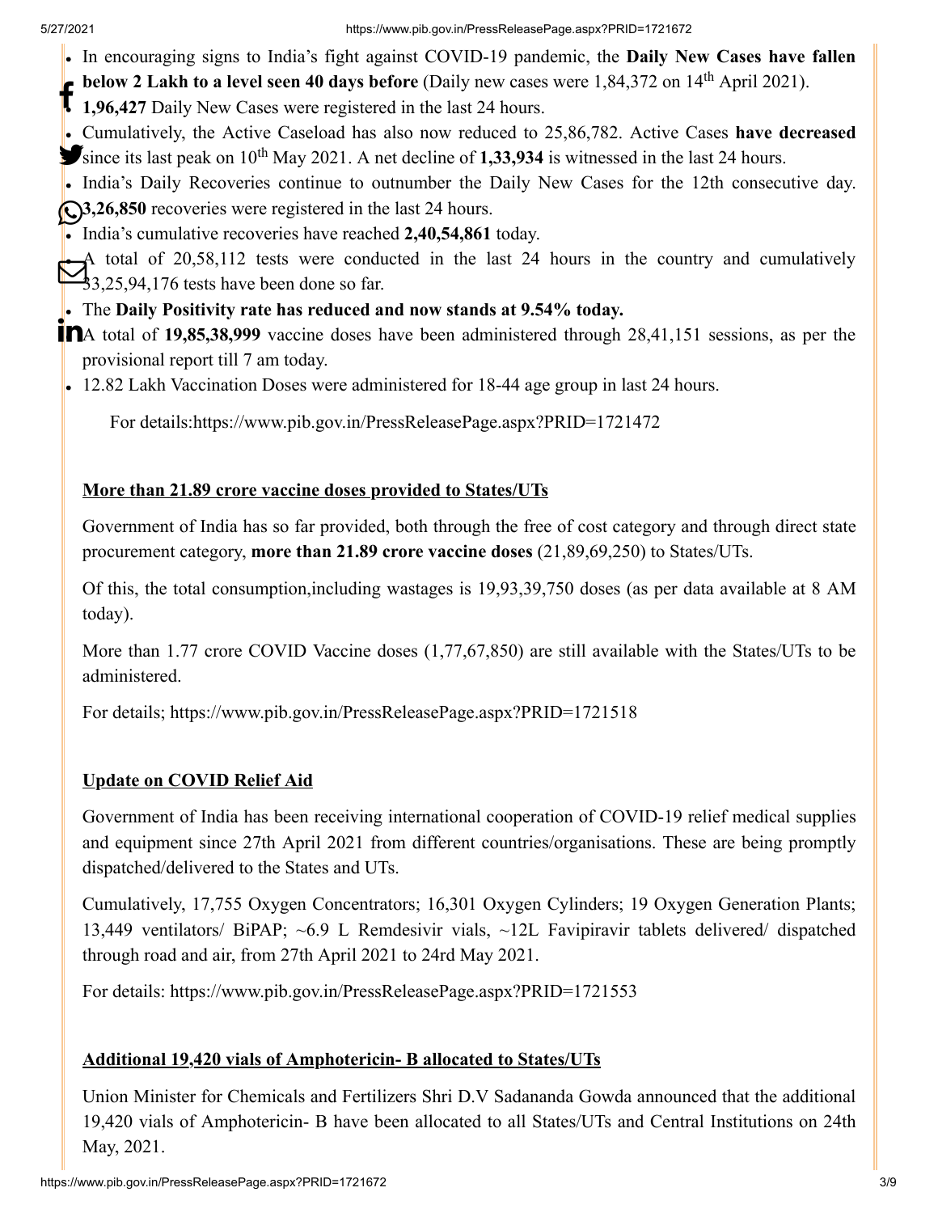- In encouraging signs to India's fight against COVID-19 pandemic, the **Daily New Cases have fallen below 2 Lakh to a level seen 40 days before** (Daily new cases were 1,84,372 on 14th April 2021).
- **1,96,427** Daily New Cases were registered in the last 24 hours.
- Cumulatively, the Active Caseload has also now reduced to 25,86,782. Active Cases **have decreased** since its last peak on 10th May 2021. A net decline of **1,33,934** is witnessed in the last 24 hours.
- India's Daily Recoveries continue to outnumber the Daily New Cases for the 12th consecutive day. **3,26,850** recoveries were registered in the last 24 hours.
- India's cumulative recoveries have reached **2,40,54,861** today.
- A total of 20,58,112 tests were conducted in the last 24 hours in the country and cumulatively 33,25,94,176 tests have been done so far.
- The **Daily Positivity rate has reduced and now stands at 9.54% today.**
- A total of **19,85,38,999** vaccine doses have been administered through 28,41,151 sessions, as per the provisional report till 7 am today.
- 12.82 Lakh Vaccination Doses were administered for 18-44 age group in last 24 hours.

For details:https://www.pib.gov.in/PressReleasePage.aspx?PRID=1721472

**More than 21.89 crore vaccine doses provided to States/UTs**

Government of India has so far provided, both through the free of cost category and through direct state procurement category, **more than 21.89 crore vaccine doses** (21,89,69,250) to States/UTs.

Of this, the total consumption,including wastages is 19,93,39,750 doses (as per data available at 8 AM today).

More than 1.77 crore COVID Vaccine doses (1,77,67,850) are still available with the States/UTs to be administered.

For details; https://www.pib.gov.in/PressReleasePage.aspx?PRID=1721518

**Update on COVID Relief Aid**

Government of India has been receiving international cooperation of COVID-19 relief medical supplies and equipment since 27th April 2021 from different countries/organisations. These are being promptly dispatched/delivered to the States and UTs.

Cumulatively, 17,755 Oxygen Concentrators; 16,301 Oxygen Cylinders; 19 Oxygen Generation Plants; 13,449 ventilators/ BiPAP; ~6.9 L Remdesivir vials, ~12L Favipiravir tablets delivered/ dispatched through road and air, from 27th April 2021 to 24rd May 2021.

For details: https://www.pib.gov.in/PressReleasePage.aspx?PRID=1721553

**Additional 19,420 vials of Amphotericin- B allocated to States/UTs**

Union Minister for Chemicals and Fertilizers Shri D.V Sadananda Gowda announced that the additional 19,420 vials of Amphotericin- B have been allocated to all States/UTs and Central Institutions on 24th May, 2021.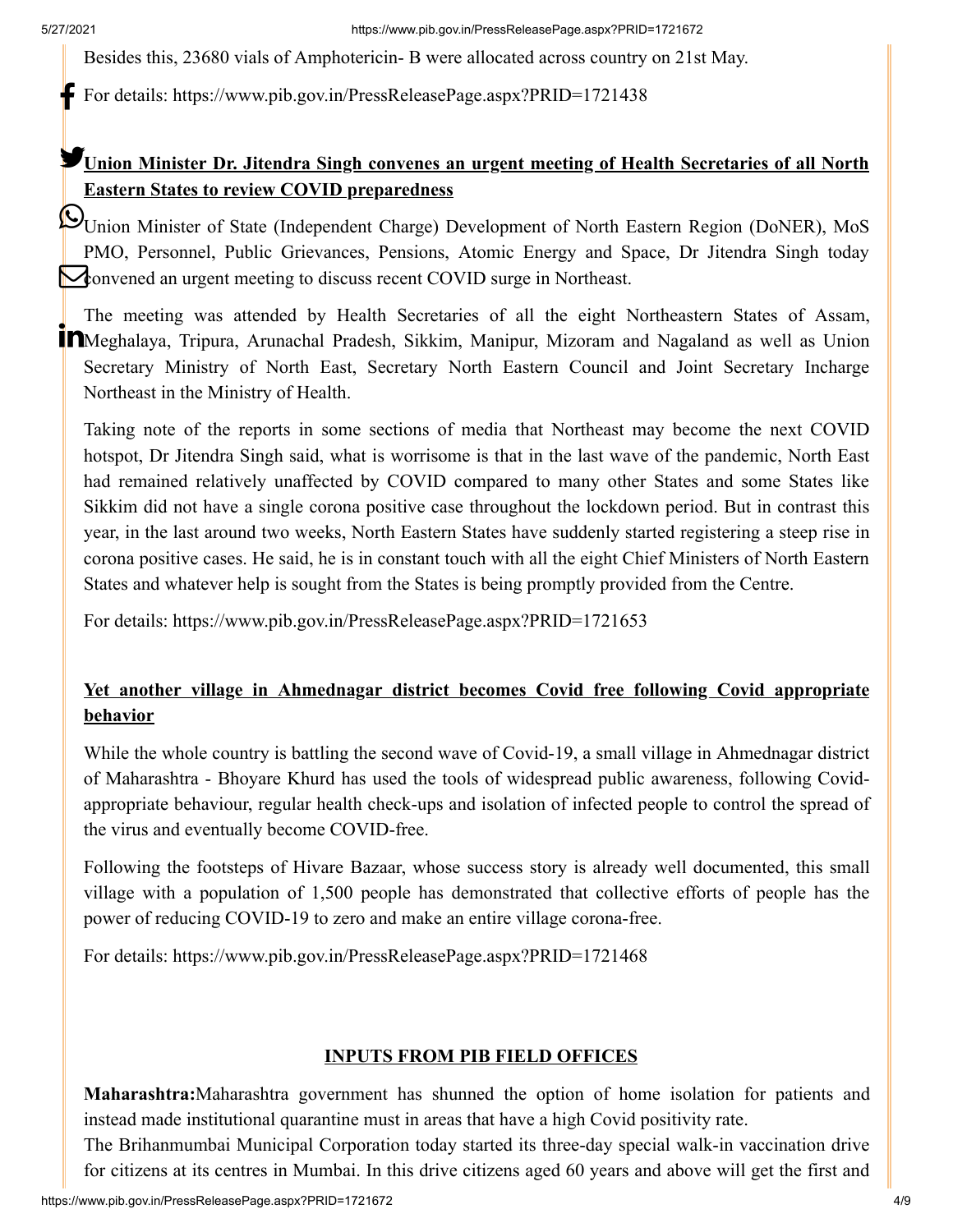Besides this, 23680 vials of Amphotericin- B were allocated across country on 21st May.

For details: https://www.pib.gov.in/PressReleasePage.aspx?PRID=1721438

**Union Minister Dr. Jitendra Singh convenes an urgent meeting of Health Secretaries of all North Eastern States to review COVID preparedness**

Union Minister of State (Independent Charge) Development of North Eastern Region (DoNER), MoS PMO, Personnel, Public Grievances, Pensions, Atomic Energy and Space, Dr Jitendra Singh today convened an urgent meeting to discuss recent COVID surge in Northeast.

The meeting was attended by Health Secretaries of all the eight Northeastern States of Assam, Meghalaya, Tripura, Arunachal Pradesh, Sikkim, Manipur, Mizoram and Nagaland as well as Union Secretary Ministry of North East, Secretary North Eastern Council and Joint Secretary Incharge Northeast in the Ministry of Health.

Taking note of the reports in some sections of media that Northeast may become the next COVID hotspot, Dr Jitendra Singh said, what is worrisome is that in the last wave of the pandemic, North East had remained relatively unaffected by COVID compared to many other States and some States like Sikkim did not have a single corona positive case throughout the lockdown period. But in contrast this year, in the last around two weeks, North Eastern States have suddenly started registering a steep rise in corona positive cases. He said, he is in constant touch with all the eight Chief Ministers of North Eastern States and whatever help is sought from the States is being promptly provided from the Centre.

For details: https://www.pib.gov.in/PressReleasePage.aspx?PRID=1721653

**Yet another village in Ahmednagar district becomes Covid free following Covid appropriate behavior**

While the whole country is battling the second wave of Covid-19, a small village in Ahmednagar district of Maharashtra - Bhoyare Khurd has used the tools of widespread public awareness, following Covid-appropriate behaviour, regular health check-ups and isolation of infected people to control the spread of the virus and eventually become COVID-free.

Following the footsteps of Hivare Bazaar, whose success story is already well documented, this small village with a population of 1,500 people has demonstrated that collective efforts of people has the power of reducing COVID-19 to zero and make an entire village corona-free.

For details: https://www.pib.gov.in/PressReleasePage.aspx?PRID=1721468

## INPUTS FROM PIB FIELD OFFICES

**Maharashtra:** Maharashtra government has shunned the option of home isolation for patients and instead made institutional quarantine must in areas that have a high Covid positivity rate.

The Brihanmumbai Municipal Corporation today started its three-day special walk-in vaccination drive for citizens at its centres in Mumbai. In this drive citizens aged 60 years and above will get the first and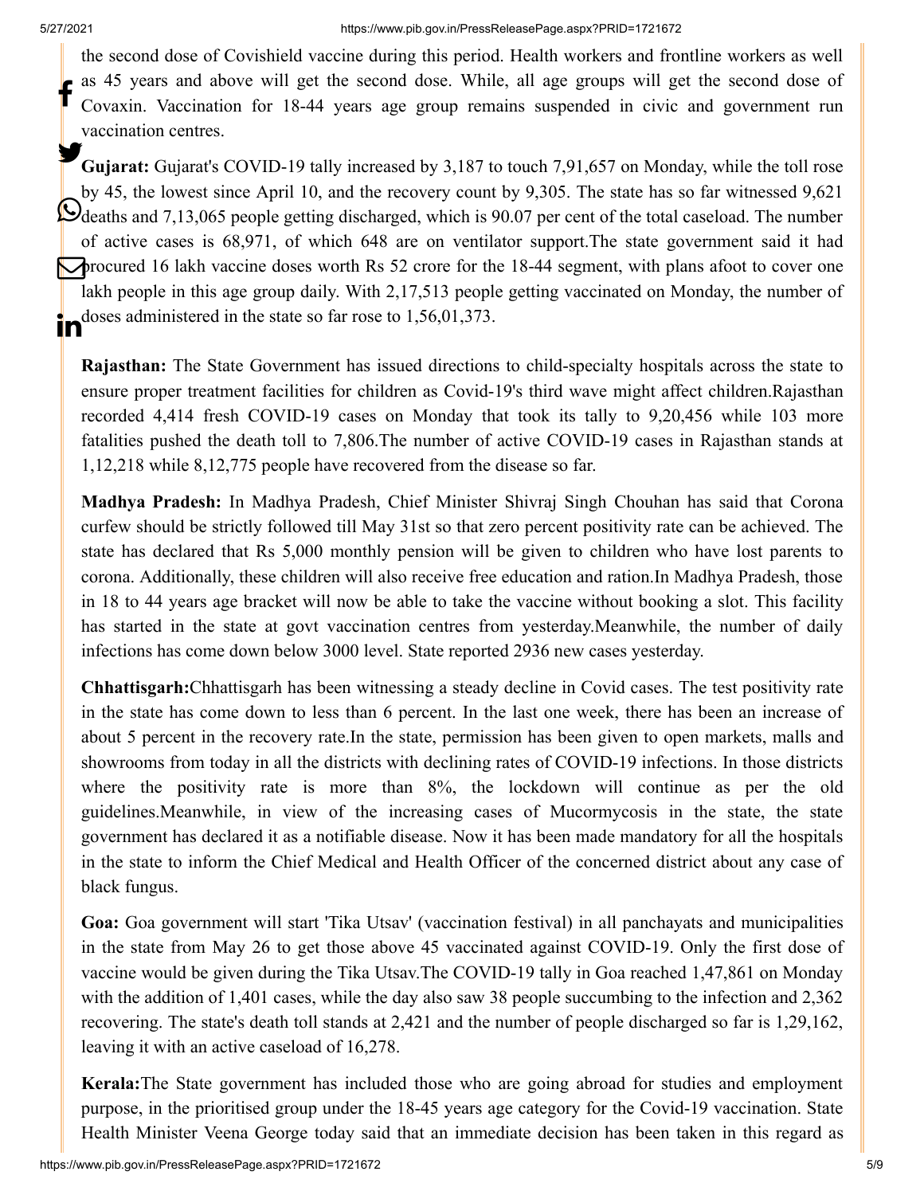the second dose of Covishield vaccine during this period. Health workers and frontline workers as well as 45 years and above will get the second dose. While, all age groups will get the second dose of Covaxin. Vaccination for 18-44 years age group remains suspended in civic and government run vaccination centres.

**Gujarat:** Gujarat's COVID-19 tally increased by 3,187 to touch 7,91,657 on Monday, while the toll rose by 45, the lowest since April 10, and the recovery count by 9,305. The state has so far witnessed 9,621 deaths and 7,13,065 people getting discharged, which is 90.07 per cent of the total caseload. The number of active cases is 68,971, of which 648 are on ventilator support.The state government said it had procured 16 lakh vaccine doses worth Rs 52 crore for the 18-44 segment, with plans afoot to cover one lakh people in this age group daily. With 2,17,513 people getting vaccinated on Monday, the number of doses administered in the state so far rose to 1,56,01,373.

**Rajasthan:** The State Government has issued directions to child-specialty hospitals across the state to ensure proper treatment facilities for children as Covid-19's third wave might affect children.Rajasthan recorded 4,414 fresh COVID-19 cases on Monday that took its tally to 9,20,456 while 103 more fatalities pushed the death toll to 7,806.The number of active COVID-19 cases in Rajasthan stands at 1,12,218 while 8,12,775 people have recovered from the disease so far.

**Madhya Pradesh:** In Madhya Pradesh, Chief Minister Shivraj Singh Chouhan has said that Corona curfew should be strictly followed till May 31st so that zero percent positivity rate can be achieved. The state has declared that Rs 5,000 monthly pension will be given to children who have lost parents to corona. Additionally, these children will also receive free education and ration.In Madhya Pradesh, those in 18 to 44 years age bracket will now be able to take the vaccine without booking a slot. This facility has started in the state at govt vaccination centres from yesterday.Meanwhile, the number of daily infections has come down below 3000 level. State reported 2936 new cases yesterday.

**Chhattisgarh:**Chhattisgarh has been witnessing a steady decline in Covid cases. The test positivity rate in the state has come down to less than 6 percent. In the last one week, there has been an increase of about 5 percent in the recovery rate.In the state, permission has been given to open markets, malls and showrooms from today in all the districts with declining rates of COVID-19 infections. In those districts where the positivity rate is more than 8%, the lockdown will continue as per the old guidelines.Meanwhile, in view of the increasing cases of Mucormycosis in the state, the state government has declared it as a notifiable disease. Now it has been made mandatory for all the hospitals in the state to inform the Chief Medical and Health Officer of the concerned district about any case of black fungus.

**Goa:** Goa government will start 'Tika Utsav' (vaccination festival) in all panchayats and municipalities in the state from May 26 to get those above 45 vaccinated against COVID-19. Only the first dose of vaccine would be given during the Tika Utsav.The COVID-19 tally in Goa reached 1,47,861 on Monday with the addition of 1,401 cases, while the day also saw 38 people succumbing to the infection and 2,362 recovering. The state's death toll stands at 2,421 and the number of people discharged so far is 1,29,162, leaving it with an active caseload of 16,278.

**Kerala:**The State government has included those who are going abroad for studies and employment purpose, in the prioritised group under the 18-45 years age category for the Covid-19 vaccination. State Health Minister Veena George today said that an immediate decision has been taken in this regard as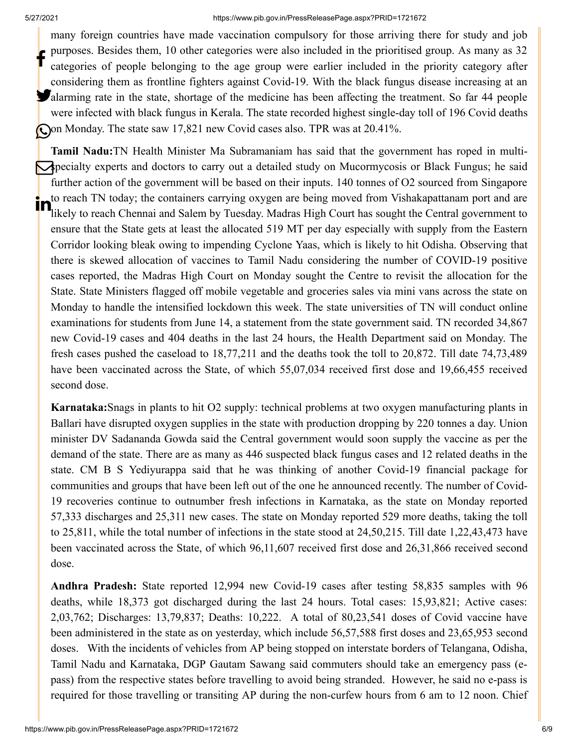many foreign countries have made vaccination compulsory for those arriving there for study and job purposes. Besides them, 10 other categories were also included in the prioritised group. As many as 32 categories of people belonging to the age group were earlier included in the priority category after considering them as frontline fighters against Covid-19. With the black fungus disease increasing at an alarming rate in the state, shortage of the medicine has been affecting the treatment. So far 44 people were infected with black fungus in Kerala. The state recorded highest single-day toll of 196 Covid deaths on Monday. The state saw 17,821 new Covid cases also. TPR was at 20.41%.

**Tamil Nadu:**TN Health Minister Ma Subramaniam has said that the government has roped in multi-specialty experts and doctors to carry out a detailed study on Mucormycosis or Black Fungus; he said further action of the government will be based on their inputs. 140 tonnes of O2 sourced from Singapore to reach TN today; the containers carrying oxygen are being moved from Vishakapattanam port and are likely to reach Chennai and Salem by Tuesday. Madras High Court has sought the Central government to ensure that the State gets at least the allocated 519 MT per day especially with supply from the Eastern Corridor looking bleak owing to impending Cyclone Yaas, which is likely to hit Odisha. Observing that there is skewed allocation of vaccines to Tamil Nadu considering the number of COVID-19 positive cases reported, the Madras High Court on Monday sought the Centre to revisit the allocation for the State. State Ministers flagged off mobile vegetable and groceries sales via mini vans across the state on Monday to handle the intensified lockdown this week. The state universities of TN will conduct online examinations for students from June 14, a statement from the state government said. TN recorded 34,867 new Covid-19 cases and 404 deaths in the last 24 hours, the Health Department said on Monday. The fresh cases pushed the caseload to 18,77,211 and the deaths took the toll to 20,872. Till date 74,73,489 have been vaccinated across the State, of which 55,07,034 received first dose and 19,66,455 received second dose.

**Karnataka:**Snags in plants to hit O2 supply: technical problems at two oxygen manufacturing plants in Ballari have disrupted oxygen supplies in the state with production dropping by 220 tonnes a day. Union minister DV Sadananda Gowda said the Central government would soon supply the vaccine as per the demand of the state. There are as many as 446 suspected black fungus cases and 12 related deaths in the state. CM B S Yediyurappa said that he was thinking of another Covid-19 financial package for communities and groups that have been left out of the one he announced recently. The number of Covid-19 recoveries continue to outnumber fresh infections in Karnataka, as the state on Monday reported 57,333 discharges and 25,311 new cases. The state on Monday reported 529 more deaths, taking the toll to 25,811, while the total number of infections in the state stood at 24,50,215. Till date 1,22,43,473 have been vaccinated across the State, of which 96,11,607 received first dose and 26,31,866 received second dose.

**Andhra Pradesh:** State reported 12,994 new Covid-19 cases after testing 58,835 samples with 96 deaths, while 18,373 got discharged during the last 24 hours. Total cases: 15,93,821; Active cases: 2,03,762; Discharges: 13,79,837; Deaths: 10,222. A total of 80,23,541 doses of Covid vaccine have been administered in the state as on yesterday, which include 56,57,588 first doses and 23,65,953 second doses. With the incidents of vehicles from AP being stopped on interstate borders of Telangana, Odisha, Tamil Nadu and Karnataka, DGP Gautam Sawang said commuters should take an emergency pass (e-pass) from the respective states before travelling to avoid being stranded. However, he said no e-pass is required for those travelling or transiting AP during the non-curfew hours from 6 am to 12 noon. Chief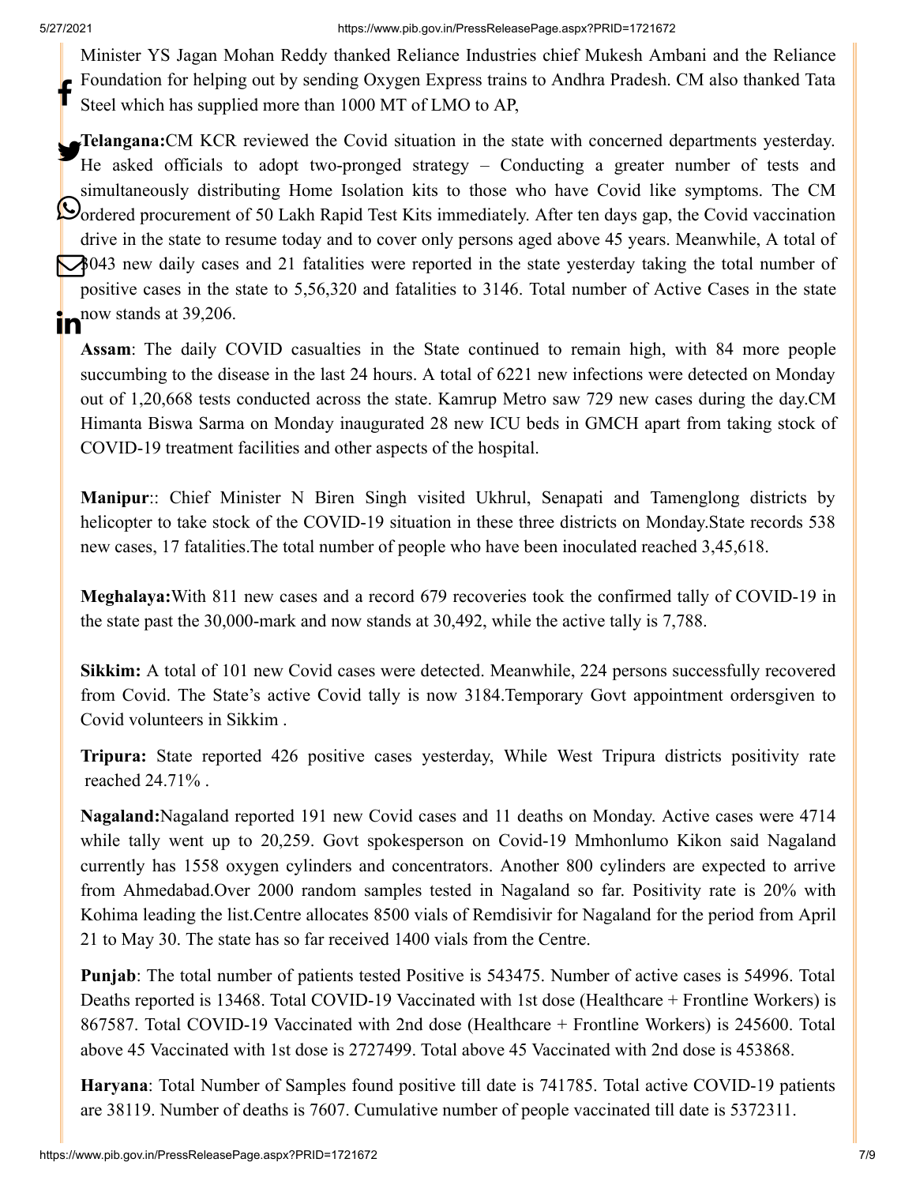Minister YS Jagan Mohan Reddy thanked Reliance Industries chief Mukesh Ambani and the Reliance Foundation for helping out by sending Oxygen Express trains to Andhra Pradesh. CM also thanked Tata Steel which has supplied more than 1000 MT of LMO to AP,

**Telangana:**CM KCR reviewed the Covid situation in the state with concerned departments yesterday. He asked officials to adopt two-pronged strategy – Conducting a greater number of tests and simultaneously distributing Home Isolation kits to those who have Covid like symptoms. The CM ordered procurement of 50 Lakh Rapid Test Kits immediately. After ten days gap, the Covid vaccination drive in the state to resume today and to cover only persons aged above 45 years. Meanwhile, A total of 3043 new daily cases and 21 fatalities were reported in the state yesterday taking the total number of positive cases in the state to 5,56,320 and fatalities to 3146. Total number of Active Cases in the state now stands at 39,206.

**Assam**: The daily COVID casualties in the State continued to remain high, with 84 more people succumbing to the disease in the last 24 hours. A total of 6221 new infections were detected on Monday out of 1,20,668 tests conducted across the state. Kamrup Metro saw 729 new cases during the day.CM Himanta Biswa Sarma on Monday inaugurated 28 new ICU beds in GMCH apart from taking stock of COVID-19 treatment facilities and other aspects of the hospital.

**Manipur**:: Chief Minister N Biren Singh visited Ukhrul, Senapati and Tamenglong districts by helicopter to take stock of the COVID-19 situation in these three districts on Monday.State records 538 new cases, 17 fatalities.The total number of people who have been inoculated reached 3,45,618.

**Meghalaya:**With 811 new cases and a record 679 recoveries took the confirmed tally of COVID-19 in the state past the 30,000-mark and now stands at 30,492, while the active tally is 7,788.

**Sikkim:** A total of 101 new Covid cases were detected. Meanwhile, 224 persons successfully recovered from Covid. The State's active Covid tally is now 3184.Temporary Govt appointment ordersgiven to Covid volunteers in Sikkim .

**Tripura:** State reported 426 positive cases yesterday, While West Tripura districts positivity rate reached 24.71% .

**Nagaland:**Nagaland reported 191 new Covid cases and 11 deaths on Monday. Active cases were 4714 while tally went up to 20,259. Govt spokesperson on Covid-19 Mmhonlumo Kikon said Nagaland currently has 1558 oxygen cylinders and concentrators. Another 800 cylinders are expected to arrive from Ahmedabad.Over 2000 random samples tested in Nagaland so far. Positivity rate is 20% with Kohima leading the list.Centre allocates 8500 vials of Remdisivir for Nagaland for the period from April 21 to May 30. The state has so far received 1400 vials from the Centre.

**Punjab**: The total number of patients tested Positive is 543475. Number of active cases is 54996. Total Deaths reported is 13468. Total COVID-19 Vaccinated with 1st dose (Healthcare + Frontline Workers) is 867587. Total COVID-19 Vaccinated with 2nd dose (Healthcare + Frontline Workers) is 245600. Total above 45 Vaccinated with 1st dose is 2727499. Total above 45 Vaccinated with 2nd dose is 453868.

**Haryana**: Total Number of Samples found positive till date is 741785. Total active COVID-19 patients are 38119. Number of deaths is 7607. Cumulative number of people vaccinated till date is 5372311.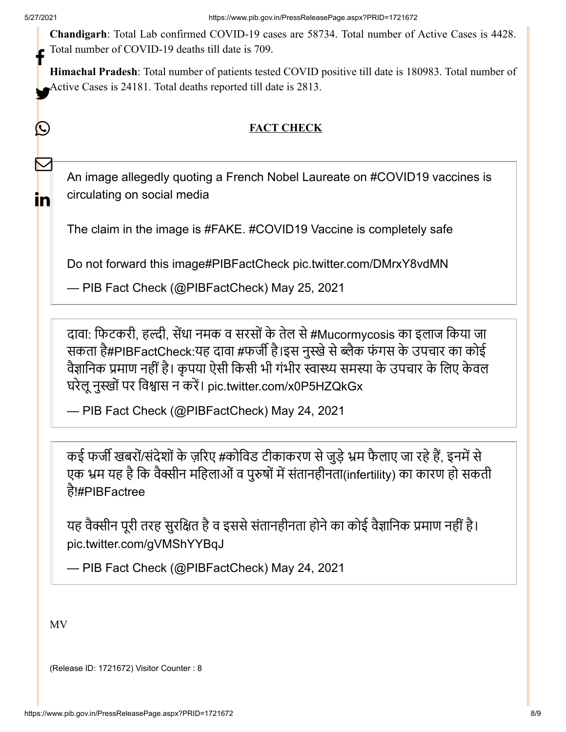**Chandigarh**: Total Lab confirmed COVID-19 cases are 58734. Total number of Active Cases is 4428. Total number of COVID-19 deaths till date is 709.

**Himachal Pradesh**: Total number of patients tested COVID positive till date is 180983. Total number of Active Cases is 24181. Total deaths reported till date is 2813.

**FACT CHECK**

> An image allegedly quoting a French Nobel Laureate on #COVID19 vaccines is circulating on social media
>
> The claim in the image is #FAKE. #COVID19 Vaccine is completely safe
>
> Do not forward this image#PIBFactCheck pic.twitter.com/DMrxY8vdMN
>
> — PIB Fact Check (@PIBFactCheck) May 25, 2021

> दावा: फिटकरी, हल्दी, सेंधा नमक व सरसों के तेल से #Mucormycosis का इलाज किया जा सकता है#PIBFactCheck:यह दावा #फर्जी है।इस नुस्खे से ब्लैक फंगस के उपचार का कोई वैज्ञानिक प्रमाण नहीं है। कृपया ऐसी किसी भी गंभीर स्वास्थ्य समस्या के उपचार के लिए केवल घरेलू नुस्खों पर विश्वास न करें। pic.twitter.com/x0P5HZQkGx
>
> — PIB Fact Check (@PIBFactCheck) May 24, 2021

> कई फर्जी खबरों/संदेशों के ज़रिए #कोविड टीकाकरण से जुड़े भ्रम फैलाए जा रहे हैं, इनमें से एक भ्रम यह है कि वैक्सीन महिलाओं व पुरुषों में संतानहीनता(infertility) का कारण हो सकती है!#PIBFactree
>
> यह वैक्सीन पूरी तरह सुरक्षित है व इससे संतानहीनता होने का कोई वैज्ञानिक प्रमाण नहीं है। pic.twitter.com/gVMShYYBqJ
>
> — PIB Fact Check (@PIBFactCheck) May 24, 2021

MV

(Release ID: 1721672) Visitor Counter : 8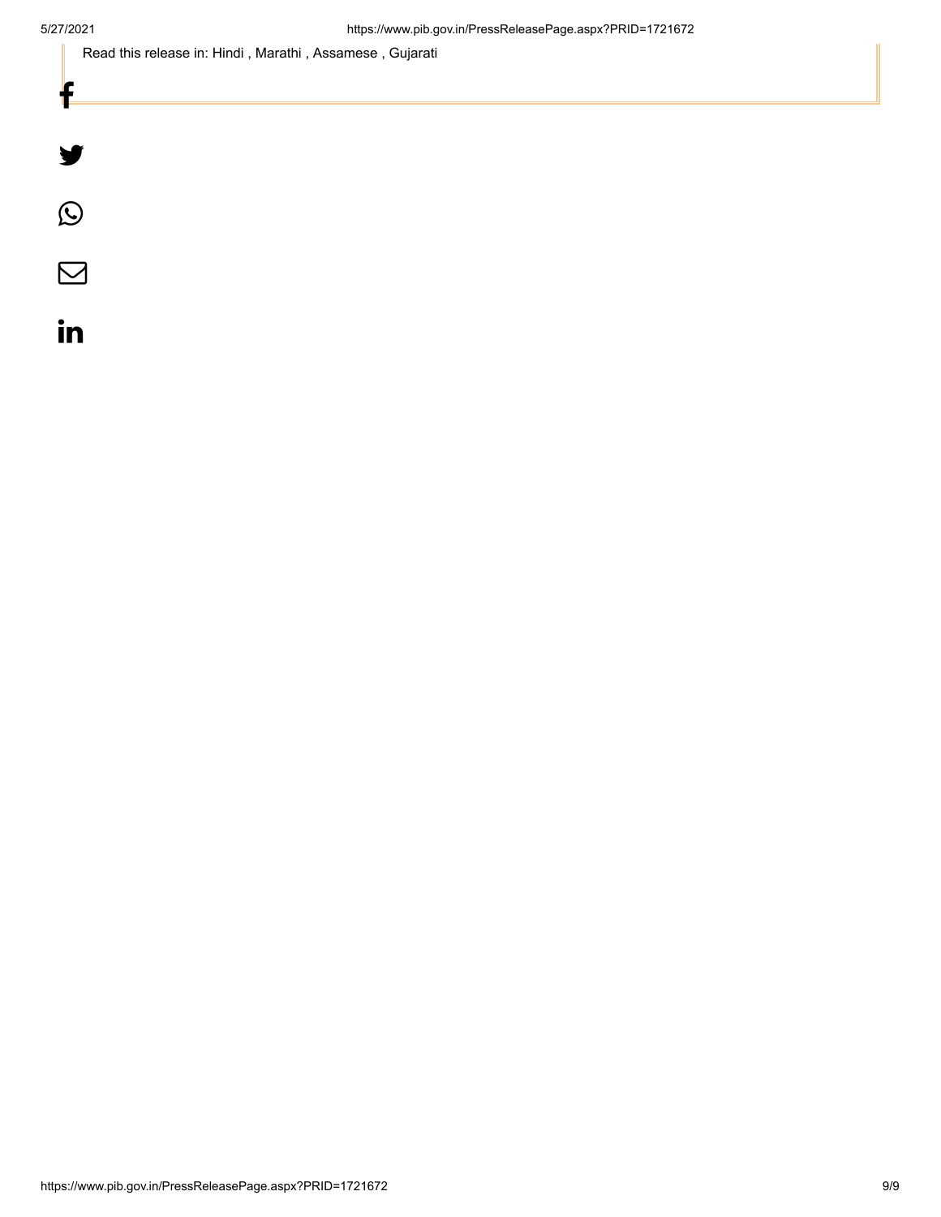Read this release in: Hindi , Marathi , Assamese , Gujarati